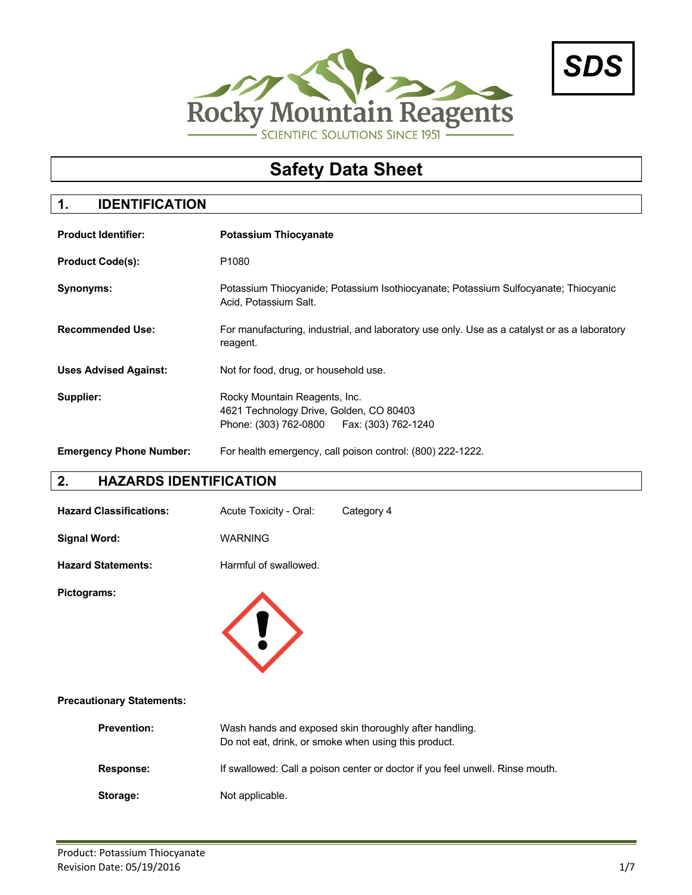Rocky Mountain Reagents

SCIENTIFIC SOLUTIONS SINCE 1951

**SDS**

# Safety Data Sheet

## 1. IDENTIFICATION

| | |
|---|---|
| **Product Identifier:** | **Potassium Thiocyanate** |
| **Product Code(s):** | P1080 |
| **Synonyms:** | Potassium Thiocyanide; Potassium Isothiocyanate; Potassium Sulfocyanate; Thiocyanic Acid, Potassium Salt. |
| **Recommended Use:** | For manufacturing, industrial, and laboratory use only. Use as a catalyst or as a laboratory reagent. |
| **Uses Advised Against:** | Not for food, drug, or household use. |
| **Supplier:** | Rocky Mountain Reagents, Inc.<br>4621 Technology Drive, Golden, CO 80403<br>Phone: (303) 762-0800 Fax: (303) 762-1240 |
| **Emergency Phone Number:** | For health emergency, call poison control: (800) 222-1222. |

## 2. HAZARDS IDENTIFICATION

| | |
|---|---|
| **Hazard Classifications:** | Acute Toxicity - Oral: Category 4 |
| **Signal Word:** | WARNING |
| **Hazard Statements:** | Harmful of swallowed. |
| **Pictograms:** | |

**Precautionary Statements:**

| | |
|---|---|
| **Prevention:** | Wash hands and exposed skin thoroughly after handling.<br>Do not eat, drink, or smoke when using this product. |
| **Response:** | If swallowed: Call a poison center or doctor if you feel unwell. Rinse mouth. |
| **Storage:** | Not applicable. |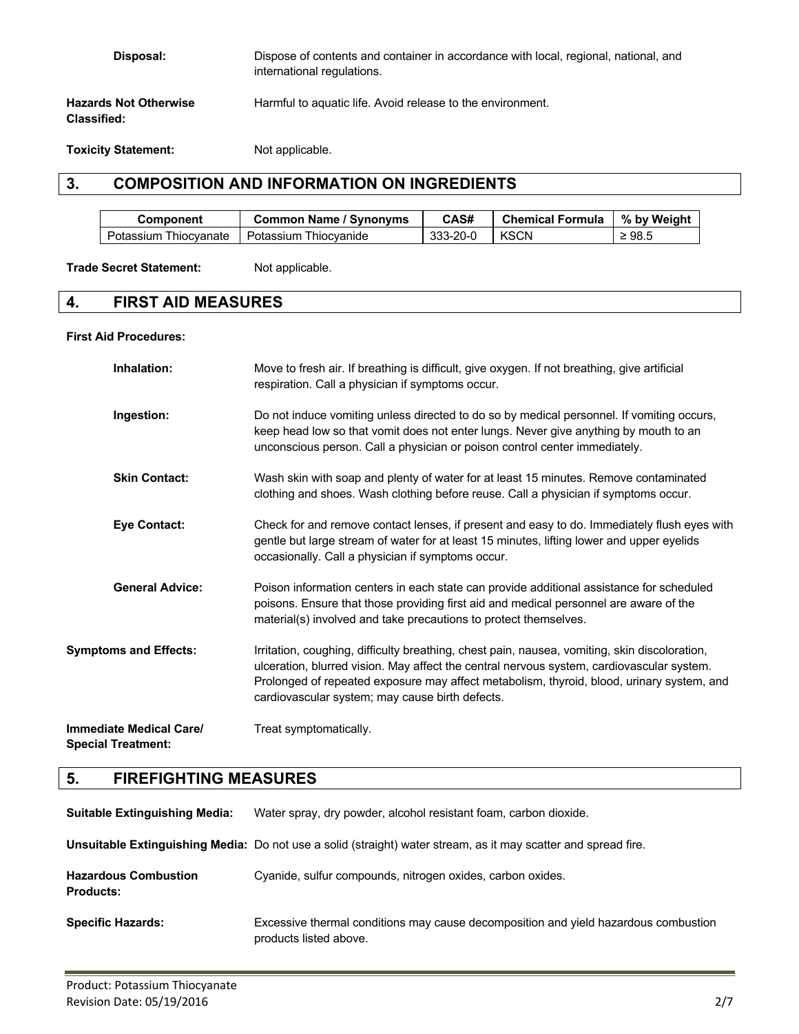**Disposal:** Dispose of contents and container in accordance with local, regional, national, and international regulations.

**Hazards Not Otherwise Classified:** Harmful to aquatic life. Avoid release to the environment.

**Toxicity Statement:** Not applicable.

## 3. COMPOSITION AND INFORMATION ON INGREDIENTS

| Component | Common Name / Synonyms | CAS# | Chemical Formula | % by Weight |
|---|---|---|---|---|
| Potassium Thiocyanate | Potassium Thiocyanide | 333-20-0 | KSCN | ≥ 98.5 |

**Trade Secret Statement:** Not applicable.

## 4. FIRST AID MEASURES

**First Aid Procedures:**

**Inhalation:** Move to fresh air. If breathing is difficult, give oxygen. If not breathing, give artificial respiration. Call a physician if symptoms occur.

**Ingestion:** Do not induce vomiting unless directed to do so by medical personnel. If vomiting occurs, keep head low so that vomit does not enter lungs. Never give anything by mouth to an unconscious person. Call a physician or poison control center immediately.

**Skin Contact:** Wash skin with soap and plenty of water for at least 15 minutes. Remove contaminated clothing and shoes. Wash clothing before reuse. Call a physician if symptoms occur.

**Eye Contact:** Check for and remove contact lenses, if present and easy to do. Immediately flush eyes with gentle but large stream of water for at least 15 minutes, lifting lower and upper eyelids occasionally. Call a physician if symptoms occur.

**General Advice:** Poison information centers in each state can provide additional assistance for scheduled poisons. Ensure that those providing first aid and medical personnel are aware of the material(s) involved and take precautions to protect themselves.

**Symptoms and Effects:** Irritation, coughing, difficulty breathing, chest pain, nausea, vomiting, skin discoloration, ulceration, blurred vision. May affect the central nervous system, cardiovascular system. Prolonged of repeated exposure may affect metabolism, thyroid, blood, urinary system, and cardiovascular system; may cause birth defects.

**Immediate Medical Care/ Special Treatment:** Treat symptomatically.

## 5. FIREFIGHTING MEASURES

**Suitable Extinguishing Media:** Water spray, dry powder, alcohol resistant foam, carbon dioxide.

**Unsuitable Extinguishing Media:** Do not use a solid (straight) water stream, as it may scatter and spread fire.

**Hazardous Combustion Products:** Cyanide, sulfur compounds, nitrogen oxides, carbon oxides.

**Specific Hazards:** Excessive thermal conditions may cause decomposition and yield hazardous combustion products listed above.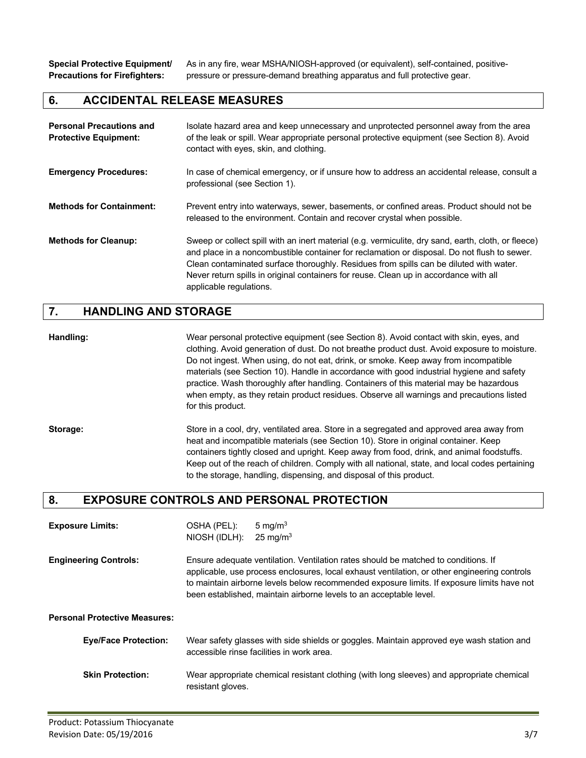**Special Protective Equipment/ Precautions for Firefighters:** As in any fire, wear MSHA/NIOSH-approved (or equivalent), self-contained, positive-pressure or pressure-demand breathing apparatus and full protective gear.

## 6. ACCIDENTAL RELEASE MEASURES

**Personal Precautions and Protective Equipment:** Isolate hazard area and keep unnecessary and unprotected personnel away from the area of the leak or spill. Wear appropriate personal protective equipment (see Section 8). Avoid contact with eyes, skin, and clothing.

**Emergency Procedures:** In case of chemical emergency, or if unsure how to address an accidental release, consult a professional (see Section 1).

**Methods for Containment:** Prevent entry into waterways, sewer, basements, or confined areas. Product should not be released to the environment. Contain and recover crystal when possible.

**Methods for Cleanup:** Sweep or collect spill with an inert material (e.g. vermiculite, dry sand, earth, cloth, or fleece) and place in a noncombustible container for reclamation or disposal. Do not flush to sewer. Clean contaminated surface thoroughly. Residues from spills can be diluted with water. Never return spills in original containers for reuse. Clean up in accordance with all applicable regulations.

## 7. HANDLING AND STORAGE

**Handling:** Wear personal protective equipment (see Section 8). Avoid contact with skin, eyes, and clothing. Avoid generation of dust. Do not breathe product dust. Avoid exposure to moisture. Do not ingest. When using, do not eat, drink, or smoke. Keep away from incompatible materials (see Section 10). Handle in accordance with good industrial hygiene and safety practice. Wash thoroughly after handling. Containers of this material may be hazardous when empty, as they retain product residues. Observe all warnings and precautions listed for this product.

**Storage:** Store in a cool, dry, ventilated area. Store in a segregated and approved area away from heat and incompatible materials (see Section 10). Store in original container. Keep containers tightly closed and upright. Keep away from food, drink, and animal foodstuffs. Keep out of the reach of children. Comply with all national, state, and local codes pertaining to the storage, handling, dispensing, and disposal of this product.

## 8. EXPOSURE CONTROLS AND PERSONAL PROTECTION

**Exposure Limits:**

| | |
|---|---|
| OSHA (PEL): | 5 mg/m$^3$ |
| NIOSH (IDLH): | 25 mg/m$^3$ |

**Engineering Controls:** Ensure adequate ventilation. Ventilation rates should be matched to conditions. If applicable, use process enclosures, local exhaust ventilation, or other engineering controls to maintain airborne levels below recommended exposure limits. If exposure limits have not been established, maintain airborne levels to an acceptable level.

**Personal Protective Measures:**

**Eye/Face Protection:** Wear safety glasses with side shields or goggles. Maintain approved eye wash station and accessible rinse facilities in work area.

**Skin Protection:** Wear appropriate chemical resistant clothing (with long sleeves) and appropriate chemical resistant gloves.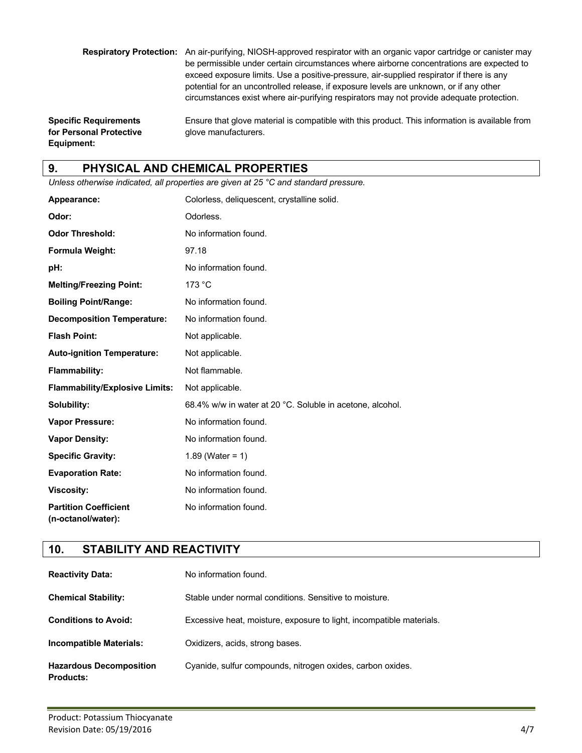| | |
|---|---|
| **Respiratory Protection:** | An air-purifying, NIOSH-approved respirator with an organic vapor cartridge or canister may be permissible under certain circumstances where airborne concentrations are expected to exceed exposure limits. Use a positive-pressure, air-supplied respirator if there is any potential for an uncontrolled release, if exposure levels are unknown, or if any other circumstances exist where air-purifying respirators may not provide adequate protection. |
| **Specific Requirements for Personal Protective Equipment:** | Ensure that glove material is compatible with this product. This information is available from glove manufacturers. |

## 9. PHYSICAL AND CHEMICAL PROPERTIES

*Unless otherwise indicated, all properties are given at 25 °C and standard pressure.*

| | |
|---|---|
| **Appearance:** | Colorless, deliquescent, crystalline solid. |
| **Odor:** | Odorless. |
| **Odor Threshold:** | No information found. |
| **Formula Weight:** | 97.18 |
| **pH:** | No information found. |
| **Melting/Freezing Point:** | 173 °C |
| **Boiling Point/Range:** | No information found. |
| **Decomposition Temperature:** | No information found. |
| **Flash Point:** | Not applicable. |
| **Auto-ignition Temperature:** | Not applicable. |
| **Flammability:** | Not flammable. |
| **Flammability/Explosive Limits:** | Not applicable. |
| **Solubility:** | 68.4% w/w in water at 20 °C. Soluble in acetone, alcohol. |
| **Vapor Pressure:** | No information found. |
| **Vapor Density:** | No information found. |
| **Specific Gravity:** | 1.89 (Water = 1) |
| **Evaporation Rate:** | No information found. |
| **Viscosity:** | No information found. |
| **Partition Coefficient (n-octanol/water):** | No information found. |

## 10. STABILITY AND REACTIVITY

| | |
|---|---|
| **Reactivity Data:** | No information found. |
| **Chemical Stability:** | Stable under normal conditions. Sensitive to moisture. |
| **Conditions to Avoid:** | Excessive heat, moisture, exposure to light, incompatible materials. |
| **Incompatible Materials:** | Oxidizers, acids, strong bases. |
| **Hazardous Decomposition Products:** | Cyanide, sulfur compounds, nitrogen oxides, carbon oxides. |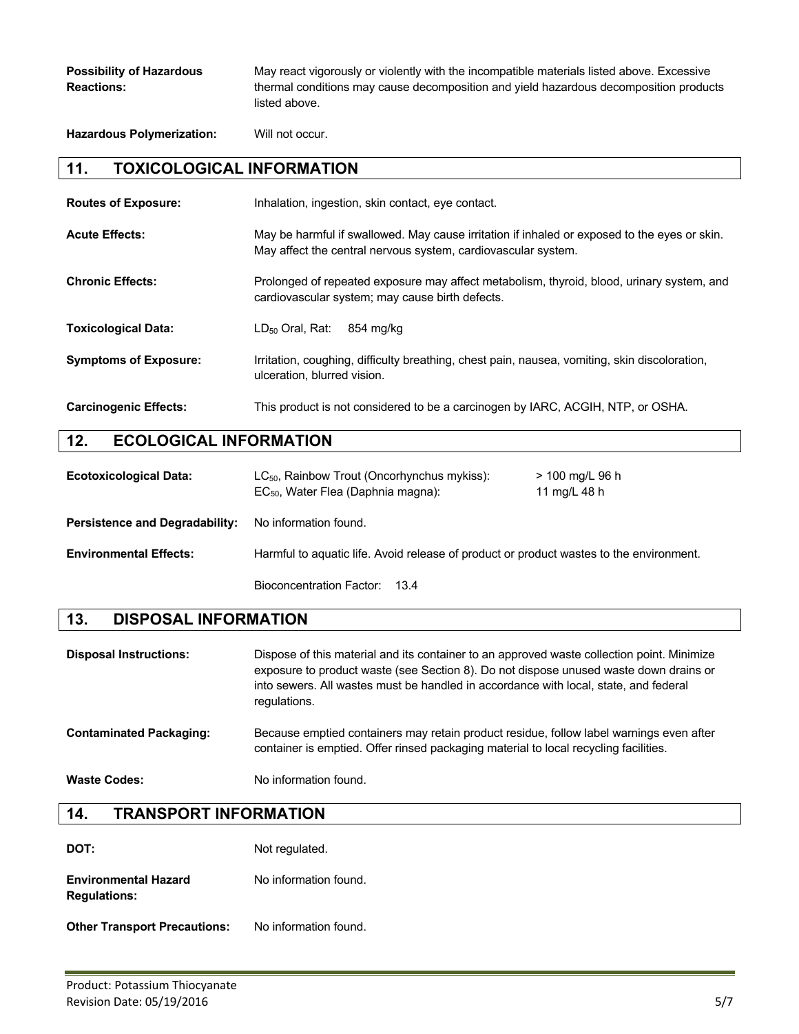**Possibility of Hazardous Reactions:** May react vigorously or violently with the incompatible materials listed above. Excessive thermal conditions may cause decomposition and yield hazardous decomposition products listed above.

**Hazardous Polymerization:** Will not occur.

## 11. TOXICOLOGICAL INFORMATION

**Routes of Exposure:** Inhalation, ingestion, skin contact, eye contact.

**Acute Effects:** May be harmful if swallowed. May cause irritation if inhaled or exposed to the eyes or skin. May affect the central nervous system, cardiovascular system.

**Chronic Effects:** Prolonged of repeated exposure may affect metabolism, thyroid, blood, urinary system, and cardiovascular system; may cause birth defects.

**Toxicological Data:** $LD_{50}$ Oral, Rat: 854 mg/kg

**Symptoms of Exposure:** Irritation, coughing, difficulty breathing, chest pain, nausea, vomiting, skin discoloration, ulceration, blurred vision.

**Carcinogenic Effects:** This product is not considered to be a carcinogen by IARC, ACGIH, NTP, or OSHA.

## 12. ECOLOGICAL INFORMATION

**Ecotoxicological Data:**

| | |
|---|---|
| $LC_{50}$, Rainbow Trout (Oncorhynchus mykiss): | > 100 mg/L 96 h |
| $EC_{50}$, Water Flea (Daphnia magna): | 11 mg/L 48 h |

**Persistence and Degradability:** No information found.

**Environmental Effects:** Harmful to aquatic life. Avoid release of product or product wastes to the environment.

Bioconcentration Factor: 13.4

## 13. DISPOSAL INFORMATION

**Disposal Instructions:** Dispose of this material and its container to an approved waste collection point. Minimize exposure to product waste (see Section 8). Do not dispose unused waste down drains or into sewers. All wastes must be handled in accordance with local, state, and federal regulations.

**Contaminated Packaging:** Because emptied containers may retain product residue, follow label warnings even after container is emptied. Offer rinsed packaging material to local recycling facilities.

**Waste Codes:** No information found.

## 14. TRANSPORT INFORMATION

**DOT:** Not regulated.

**Environmental Hazard Regulations:** No information found.

**Other Transport Precautions:** No information found.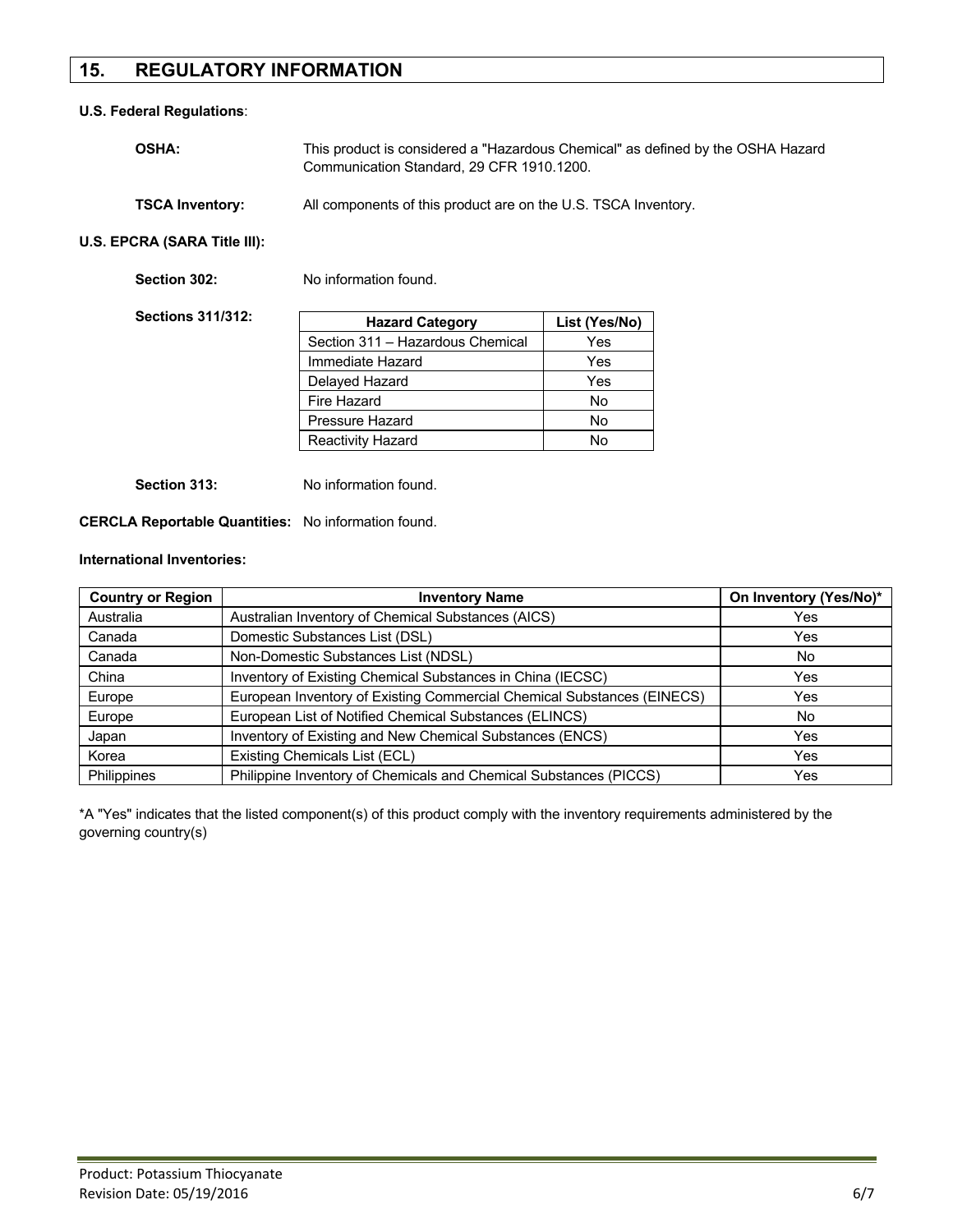## 15. REGULATORY INFORMATION

**U.S. Federal Regulations**:

**OSHA:** This product is considered a "Hazardous Chemical" as defined by the OSHA Hazard Communication Standard, 29 CFR 1910.1200.

**TSCA Inventory:** All components of this product are on the U.S. TSCA Inventory.

**U.S. EPCRA (SARA Title III):**

**Section 302:** No information found.

**Sections 311/312:**

| Hazard Category | List (Yes/No) |
|---|---|
| Section 311 – Hazardous Chemical | Yes |
| Immediate Hazard | Yes |
| Delayed Hazard | Yes |
| Fire Hazard | No |
| Pressure Hazard | No |
| Reactivity Hazard | No |

**Section 313:** No information found.

**CERCLA Reportable Quantities:** No information found.

**International Inventories:**

| Country or Region | Inventory Name | On Inventory (Yes/No)* |
|---|---|---|
| Australia | Australian Inventory of Chemical Substances (AICS) | Yes |
| Canada | Domestic Substances List (DSL) | Yes |
| Canada | Non-Domestic Substances List (NDSL) | No |
| China | Inventory of Existing Chemical Substances in China (IECSC) | Yes |
| Europe | European Inventory of Existing Commercial Chemical Substances (EINECS) | Yes |
| Europe | European List of Notified Chemical Substances (ELINCS) | No |
| Japan | Inventory of Existing and New Chemical Substances (ENCS) | Yes |
| Korea | Existing Chemicals List (ECL) | Yes |
| Philippines | Philippine Inventory of Chemicals and Chemical Substances (PICCS) | Yes |

*A "Yes" indicates that the listed component(s) of this product comply with the inventory requirements administered by the governing country(s)

Product: Potassium Thiocyanate
Revision Date: 05/19/2016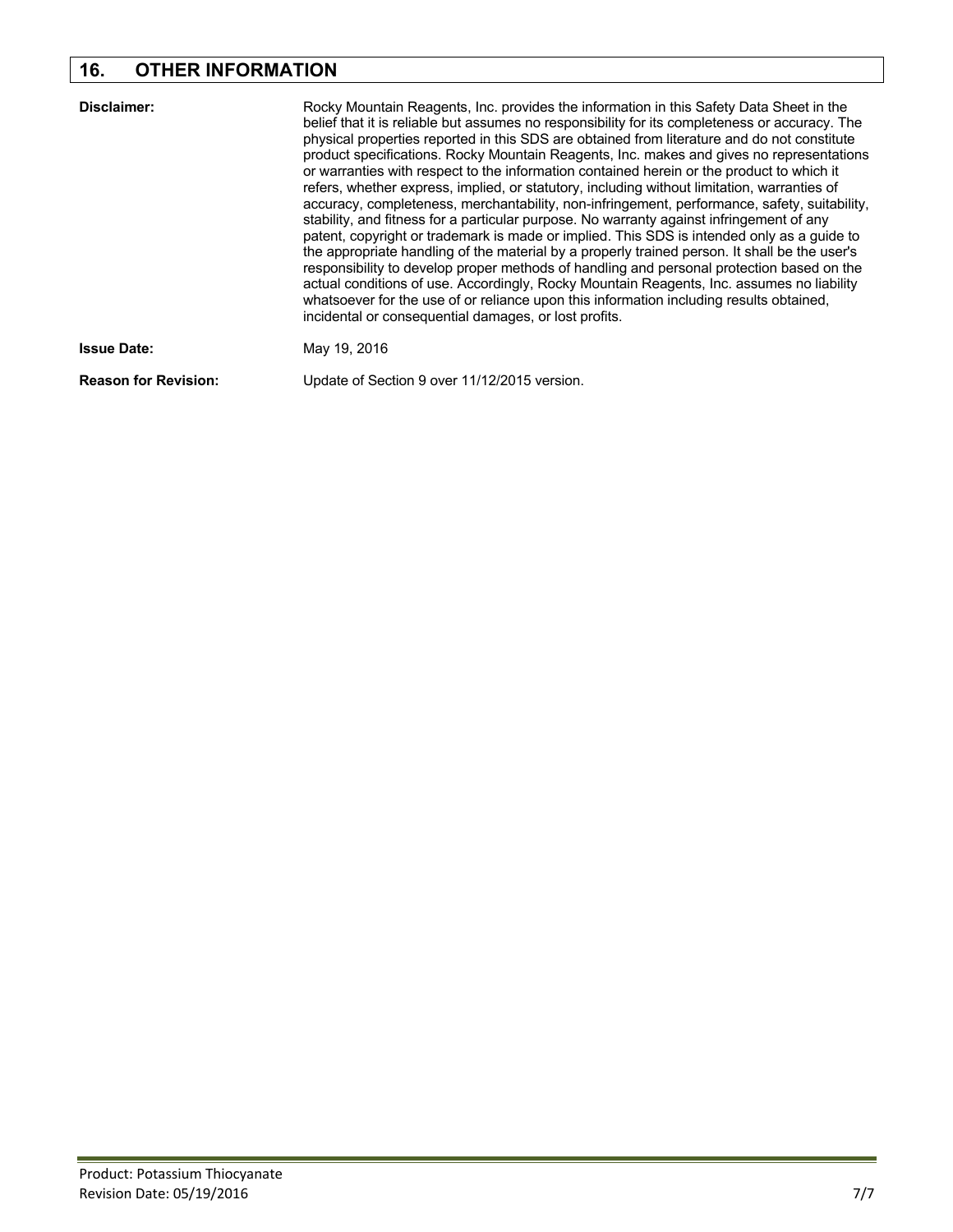## 16. OTHER INFORMATION

**Disclaimer:** Rocky Mountain Reagents, Inc. provides the information in this Safety Data Sheet in the belief that it is reliable but assumes no responsibility for its completeness or accuracy. The physical properties reported in this SDS are obtained from literature and do not constitute product specifications. Rocky Mountain Reagents, Inc. makes and gives no representations or warranties with respect to the information contained herein or the product to which it refers, whether express, implied, or statutory, including without limitation, warranties of accuracy, completeness, merchantability, non-infringement, performance, safety, suitability, stability, and fitness for a particular purpose. No warranty against infringement of any patent, copyright or trademark is made or implied. This SDS is intended only as a guide to the appropriate handling of the material by a properly trained person. It shall be the user's responsibility to develop proper methods of handling and personal protection based on the actual conditions of use. Accordingly, Rocky Mountain Reagents, Inc. assumes no liability whatsoever for the use of or reliance upon this information including results obtained, incidental or consequential damages, or lost profits.

**Issue Date:** May 19, 2016

**Reason for Revision:** Update of Section 9 over 11/12/2015 version.